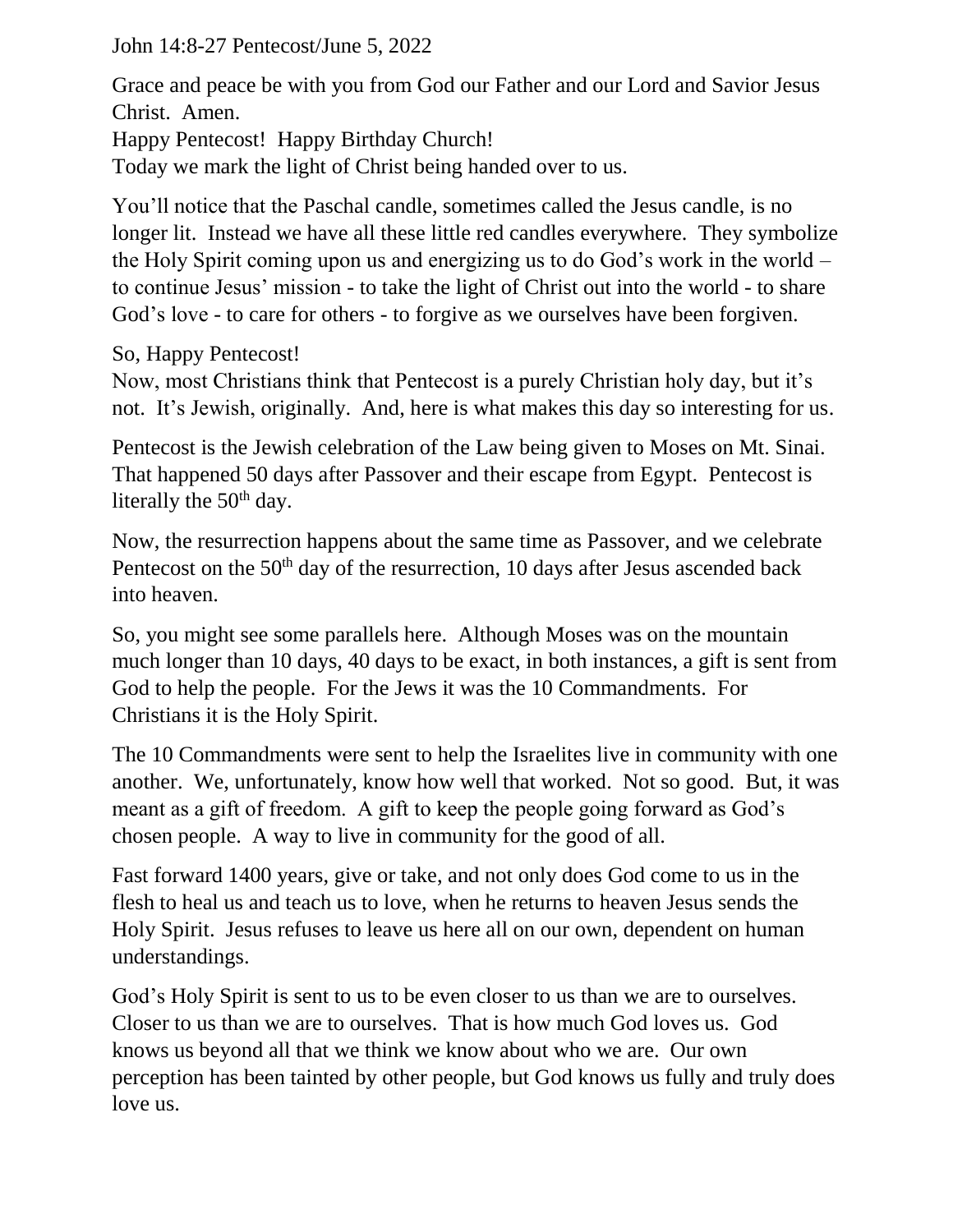John 14:8-27 Pentecost/June 5, 2022

Grace and peace be with you from God our Father and our Lord and Savior Jesus Christ. Amen.
Happy Pentecost! Happy Birthday Church!
Today we mark the light of Christ being handed over to us.

You'll notice that the Paschal candle, sometimes called the Jesus candle, is no longer lit. Instead we have all these little red candles everywhere. They symbolize the Holy Spirit coming upon us and energizing us to do God's work in the world – to continue Jesus' mission - to take the light of Christ out into the world - to share God's love - to care for others - to forgive as we ourselves have been forgiven.

So, Happy Pentecost!
Now, most Christians think that Pentecost is a purely Christian holy day, but it's not. It's Jewish, originally. And, here is what makes this day so interesting for us.

Pentecost is the Jewish celebration of the Law being given to Moses on Mt. Sinai. That happened 50 days after Passover and their escape from Egypt. Pentecost is literally the 50th day.

Now, the resurrection happens about the same time as Passover, and we celebrate Pentecost on the 50th day of the resurrection, 10 days after Jesus ascended back into heaven.

So, you might see some parallels here. Although Moses was on the mountain much longer than 10 days, 40 days to be exact, in both instances, a gift is sent from God to help the people. For the Jews it was the 10 Commandments. For Christians it is the Holy Spirit.

The 10 Commandments were sent to help the Israelites live in community with one another. We, unfortunately, know how well that worked. Not so good. But, it was meant as a gift of freedom. A gift to keep the people going forward as God's chosen people. A way to live in community for the good of all.

Fast forward 1400 years, give or take, and not only does God come to us in the flesh to heal us and teach us to love, when he returns to heaven Jesus sends the Holy Spirit. Jesus refuses to leave us here all on our own, dependent on human understandings.

God's Holy Spirit is sent to us to be even closer to us than we are to ourselves. Closer to us than we are to ourselves. That is how much God loves us. God knows us beyond all that we think we know about who we are. Our own perception has been tainted by other people, but God knows us fully and truly does love us.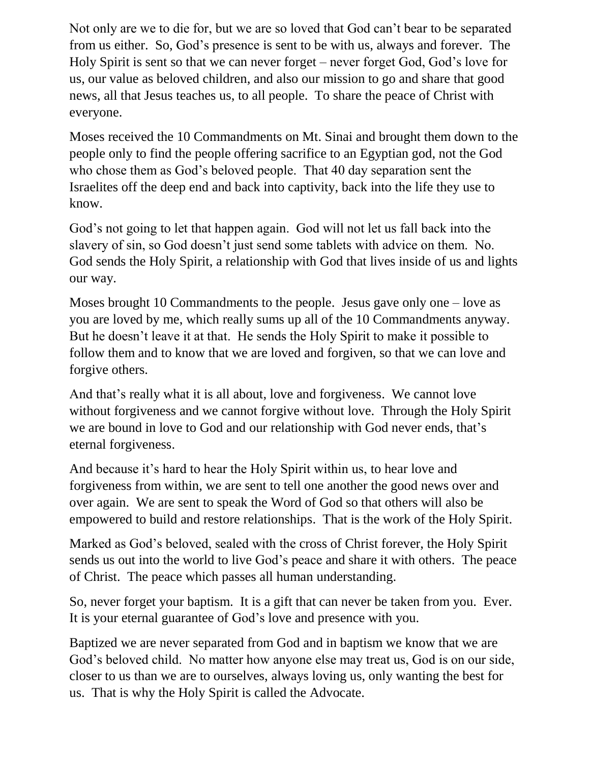Not only are we to die for, but we are so loved that God can't bear to be separated from us either. So, God's presence is sent to be with us, always and forever. The Holy Spirit is sent so that we can never forget – never forget God, God's love for us, our value as beloved children, and also our mission to go and share that good news, all that Jesus teaches us, to all people. To share the peace of Christ with everyone.

Moses received the 10 Commandments on Mt. Sinai and brought them down to the people only to find the people offering sacrifice to an Egyptian god, not the God who chose them as God's beloved people. That 40 day separation sent the Israelites off the deep end and back into captivity, back into the life they use to know.

God's not going to let that happen again. God will not let us fall back into the slavery of sin, so God doesn't just send some tablets with advice on them. No. God sends the Holy Spirit, a relationship with God that lives inside of us and lights our way.

Moses brought 10 Commandments to the people. Jesus gave only one – love as you are loved by me, which really sums up all of the 10 Commandments anyway. But he doesn't leave it at that. He sends the Holy Spirit to make it possible to follow them and to know that we are loved and forgiven, so that we can love and forgive others.

And that's really what it is all about, love and forgiveness. We cannot love without forgiveness and we cannot forgive without love. Through the Holy Spirit we are bound in love to God and our relationship with God never ends, that's eternal forgiveness.

And because it's hard to hear the Holy Spirit within us, to hear love and forgiveness from within, we are sent to tell one another the good news over and over again. We are sent to speak the Word of God so that others will also be empowered to build and restore relationships. That is the work of the Holy Spirit.

Marked as God's beloved, sealed with the cross of Christ forever, the Holy Spirit sends us out into the world to live God's peace and share it with others. The peace of Christ. The peace which passes all human understanding.

So, never forget your baptism. It is a gift that can never be taken from you. Ever. It is your eternal guarantee of God's love and presence with you.

Baptized we are never separated from God and in baptism we know that we are God's beloved child. No matter how anyone else may treat us, God is on our side, closer to us than we are to ourselves, always loving us, only wanting the best for us. That is why the Holy Spirit is called the Advocate.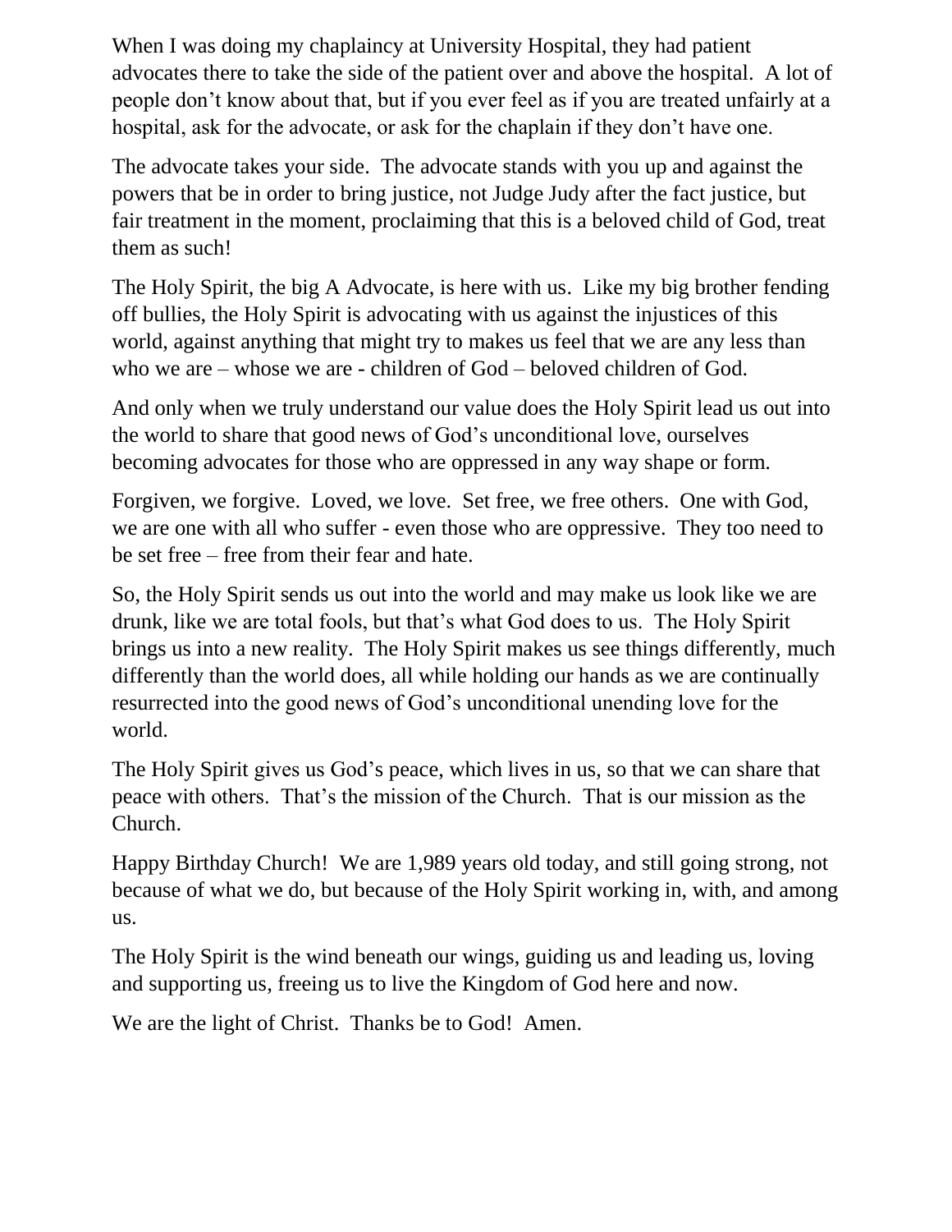When I was doing my chaplaincy at University Hospital, they had patient advocates there to take the side of the patient over and above the hospital. A lot of people don't know about that, but if you ever feel as if you are treated unfairly at a hospital, ask for the advocate, or ask for the chaplain if they don't have one.

The advocate takes your side. The advocate stands with you up and against the powers that be in order to bring justice, not Judge Judy after the fact justice, but fair treatment in the moment, proclaiming that this is a beloved child of God, treat them as such!

The Holy Spirit, the big A Advocate, is here with us. Like my big brother fending off bullies, the Holy Spirit is advocating with us against the injustices of this world, against anything that might try to makes us feel that we are any less than who we are – whose we are - children of God – beloved children of God.

And only when we truly understand our value does the Holy Spirit lead us out into the world to share that good news of God's unconditional love, ourselves becoming advocates for those who are oppressed in any way shape or form.

Forgiven, we forgive. Loved, we love. Set free, we free others. One with God, we are one with all who suffer - even those who are oppressive. They too need to be set free – free from their fear and hate.

So, the Holy Spirit sends us out into the world and may make us look like we are drunk, like we are total fools, but that's what God does to us. The Holy Spirit brings us into a new reality. The Holy Spirit makes us see things differently, much differently than the world does, all while holding our hands as we are continually resurrected into the good news of God's unconditional unending love for the world.

The Holy Spirit gives us God's peace, which lives in us, so that we can share that peace with others. That's the mission of the Church. That is our mission as the Church.

Happy Birthday Church! We are 1,989 years old today, and still going strong, not because of what we do, but because of the Holy Spirit working in, with, and among us.

The Holy Spirit is the wind beneath our wings, guiding us and leading us, loving and supporting us, freeing us to live the Kingdom of God here and now.

We are the light of Christ. Thanks be to God! Amen.